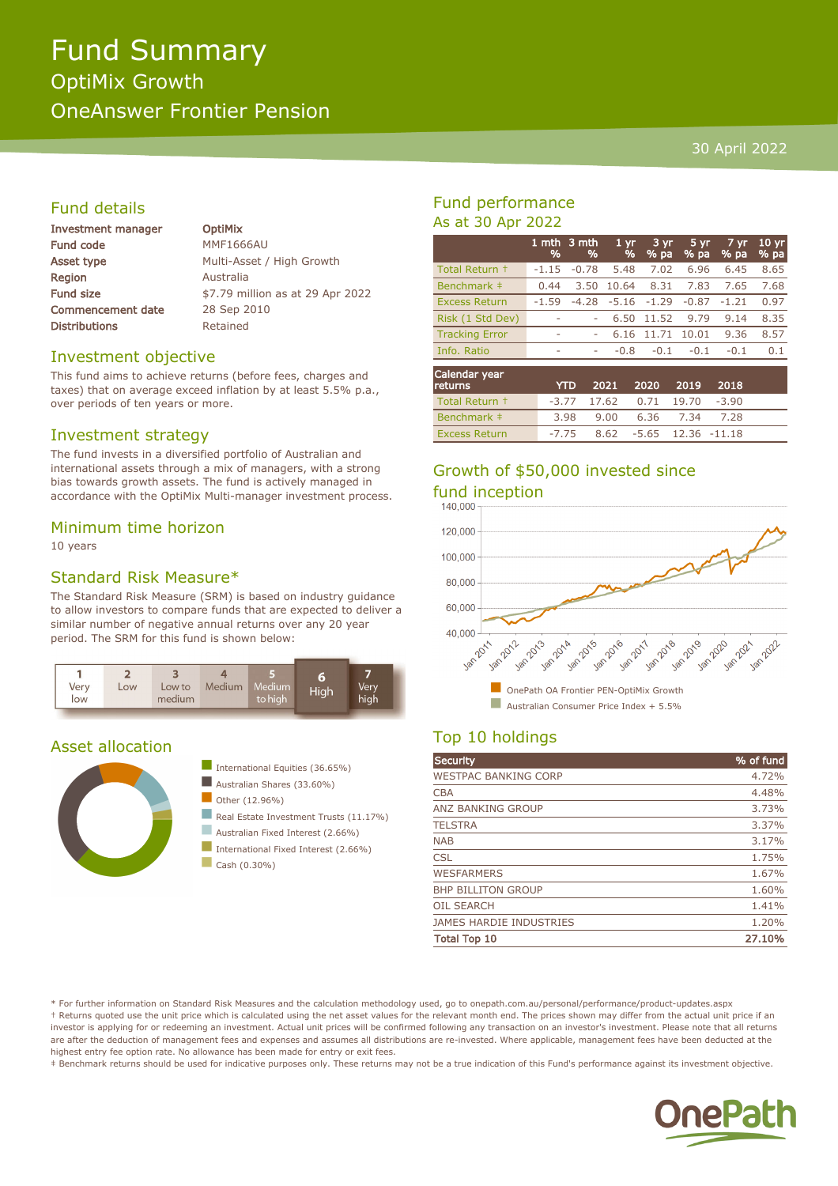# Fund Summary

## OptiMix Growth

## OneAnswer Frontier Pension

30 April 2022

## Fund details

| | |
|---|---|
| **Investment manager** | **OptiMix** |
| Fund code | MMF1666AU |
| Asset type | Multi-Asset / High Growth |
| Region | Australia |
| Fund size | $7.79 million as at 29 Apr 2022 |
| Commencement date | 28 Sep 2010 |
| Distributions | Retained |

## Investment objective

This fund aims to achieve returns (before fees, charges and taxes) that on average exceed inflation by at least 5.5% p.a., over periods of ten years or more.

## Investment strategy

The fund invests in a diversified portfolio of Australian and international assets through a mix of managers, with a strong bias towards growth assets. The fund is actively managed in accordance with the OptiMix Multi-manager investment process.

## Minimum time horizon

10 years

## Standard Risk Measure*

The Standard Risk Measure (SRM) is based on industry guidance to allow investors to compare funds that are expected to deliver a similar number of negative annual returns over any 20 year period. The SRM for this fund is shown below:

| 1 | 2 | 3 | 4 | 5 | **6** | 7 |
|---|---|---|---|---|---|---|
| Very low | Low | Low to medium | Medium | Medium to high | **High** | Very high |

## Asset allocation

- International Equities (36.65%)
- Australian Shares (33.60%)
- Other (12.96%)
- Real Estate Investment Trusts (11.17%)
- Australian Fixed Interest (2.66%)
- International Fixed Interest (2.66%)
- Cash (0.30%)

## Fund performance

### As at 30 Apr 2022

| | 1 mth % | 3 mth % | 1 yr % | 3 yr % pa | 5 yr % pa | 7 yr % pa | 10 yr % pa |
|---|---|---|---|---|---|---|---|
| Total Return † | -1.15 | -0.78 | 5.48 | 7.02 | 6.96 | 6.45 | 8.65 |
| Benchmark ‡ | 0.44 | 3.50 | 10.64 | 8.31 | 7.83 | 7.65 | 7.68 |
| Excess Return | -1.59 | -4.28 | -5.16 | -1.29 | -0.87 | -1.21 | 0.97 |
| Risk (1 Std Dev) | - | - | 6.50 | 11.52 | 9.79 | 9.14 | 8.35 |
| Tracking Error | - | - | 6.16 | 11.71 | 10.01 | 9.36 | 8.57 |
| Info. Ratio | - | - | -0.8 | -0.1 | -0.1 | -0.1 | 0.1 |

| Calendar year returns | YTD | 2021 | 2020 | 2019 | 2018 |
|---|---|---|---|---|---|
| Total Return † | -3.77 | 17.62 | 0.71 | 19.70 | -3.90 |
| Benchmark ‡ | 3.98 | 9.00 | 6.36 | 7.34 | 7.28 |
| Excess Return | -7.75 | 8.62 | -5.65 | 12.36 | -11.18 |

## Growth of $50,000 invested since fund inception

- OnePath OA Frontier PEN-OptiMix Growth
- Australian Consumer Price Index + 5.5%

## Top 10 holdings

| Security | % of fund |
|---|---|
| WESTPAC BANKING CORP | 4.72% |
| CBA | 4.48% |
| ANZ BANKING GROUP | 3.73% |
| TELSTRA | 3.37% |
| NAB | 3.17% |
| CSL | 1.75% |
| WESFARMERS | 1.67% |
| BHP BILLITON GROUP | 1.60% |
| OIL SEARCH | 1.41% |
| JAMES HARDIE INDUSTRIES | 1.20% |
| **Total Top 10** | **27.10%** |

* For further information on Standard Risk Measures and the calculation methodology used, go to onepath.com.au/personal/performance/product-updates.aspx

† Returns quoted use the unit price which is calculated using the net asset values for the relevant month end. The prices shown may differ from the actual unit price if an investor is applying for or redeeming an investment. Actual unit prices will be confirmed following any transaction on an investor's investment. Please note that all returns are after the deduction of management fees and expenses and assumes all distributions are re-invested. Where applicable, management fees have been deducted at the highest entry fee option rate. No allowance has been made for entry or exit fees.

‡ Benchmark returns should be used for indicative purposes only. These returns may not be a true indication of this Fund's performance against its investment objective.

OnePath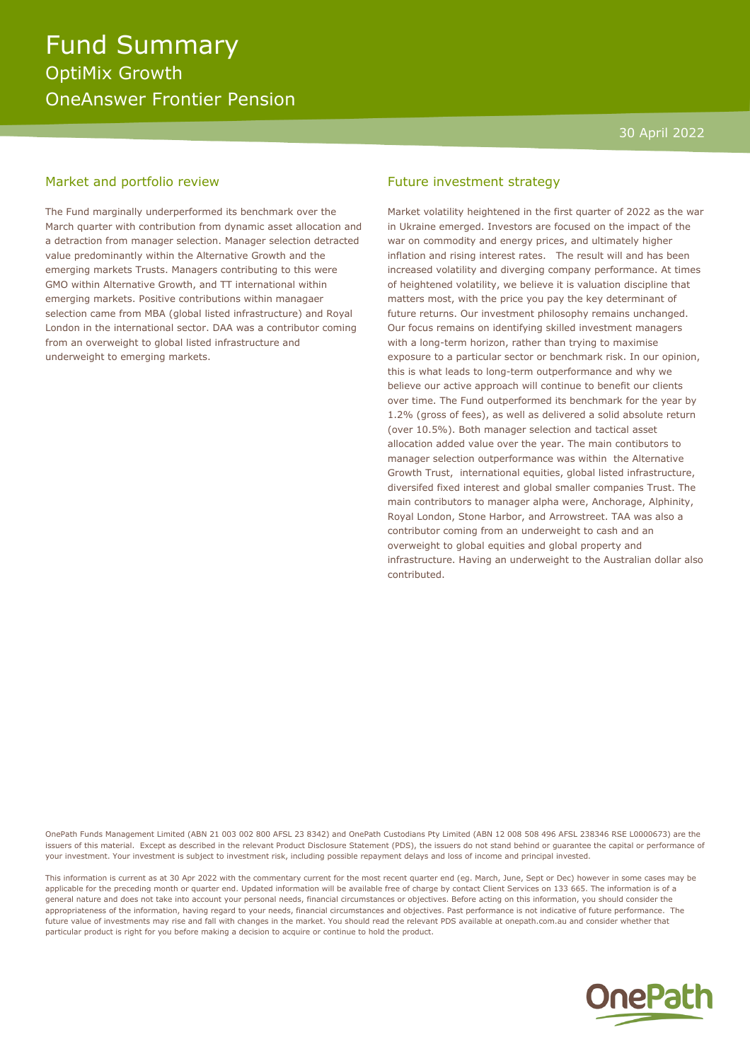# Fund Summary

## OptiMix Growth

## OneAnswer Frontier Pension

30 April 2022

### Market and portfolio review

The Fund marginally underperformed its benchmark over the March quarter with contribution from dynamic asset allocation and a detraction from manager selection. Manager selection detracted value predominantly within the Alternative Growth and the emerging markets Trusts. Managers contributing to this were GMO within Alternative Growth, and TT international within emerging markets. Positive contributions within managaer selection came from MBA (global listed infrastructure) and Royal London in the international sector. DAA was a contributor coming from an overweight to global listed infrastructure and underweight to emerging markets.

### Future investment strategy

Market volatility heightened in the first quarter of 2022 as the war in Ukraine emerged. Investors are focused on the impact of the war on commodity and energy prices, and ultimately higher inflation and rising interest rates.  The result will and has been increased volatility and diverging company performance. At times of heightened volatility, we believe it is valuation discipline that matters most, with the price you pay the key determinant of future returns. Our investment philosophy remains unchanged. Our focus remains on identifying skilled investment managers with a long-term horizon, rather than trying to maximise exposure to a particular sector or benchmark risk. In our opinion, this is what leads to long-term outperformance and why we believe our active approach will continue to benefit our clients over time. The Fund outperformed its benchmark for the year by 1.2% (gross of fees), as well as delivered a solid absolute return (over 10.5%). Both manager selection and tactical asset allocation added value over the year. The main contibutors to manager selection outperformance was within the Alternative Growth Trust, international equities, global listed infrastructure, diversifed fixed interest and global smaller companies Trust. The main contributors to manager alpha were, Anchorage, Alphinity, Royal London, Stone Harbor, and Arrowstreet. TAA was also a contributor coming from an underweight to cash and an overweight to global equities and global property and infrastructure. Having an underweight to the Australian dollar also contributed.

OnePath Funds Management Limited (ABN 21 003 002 800 AFSL 23 8342) and OnePath Custodians Pty Limited (ABN 12 008 508 496 AFSL 238346 RSE L0000673) are the issuers of this material. Except as described in the relevant Product Disclosure Statement (PDS), the issuers do not stand behind or guarantee the capital or performance of your investment. Your investment is subject to investment risk, including possible repayment delays and loss of income and principal invested.

This information is current as at 30 Apr 2022 with the commentary current for the most recent quarter end (eg. March, June, Sept or Dec) however in some cases may be applicable for the preceding month or quarter end. Updated information will be available free of charge by contact Client Services on 133 665. The information is of a general nature and does not take into account your personal needs, financial circumstances or objectives. Before acting on this information, you should consider the appropriateness of the information, having regard to your needs, financial circumstances and objectives. Past performance is not indicative of future performance. The future value of investments may rise and fall with changes in the market. You should read the relevant PDS available at onepath.com.au and consider whether that particular product is right for you before making a decision to acquire or continue to hold the product.

OnePath